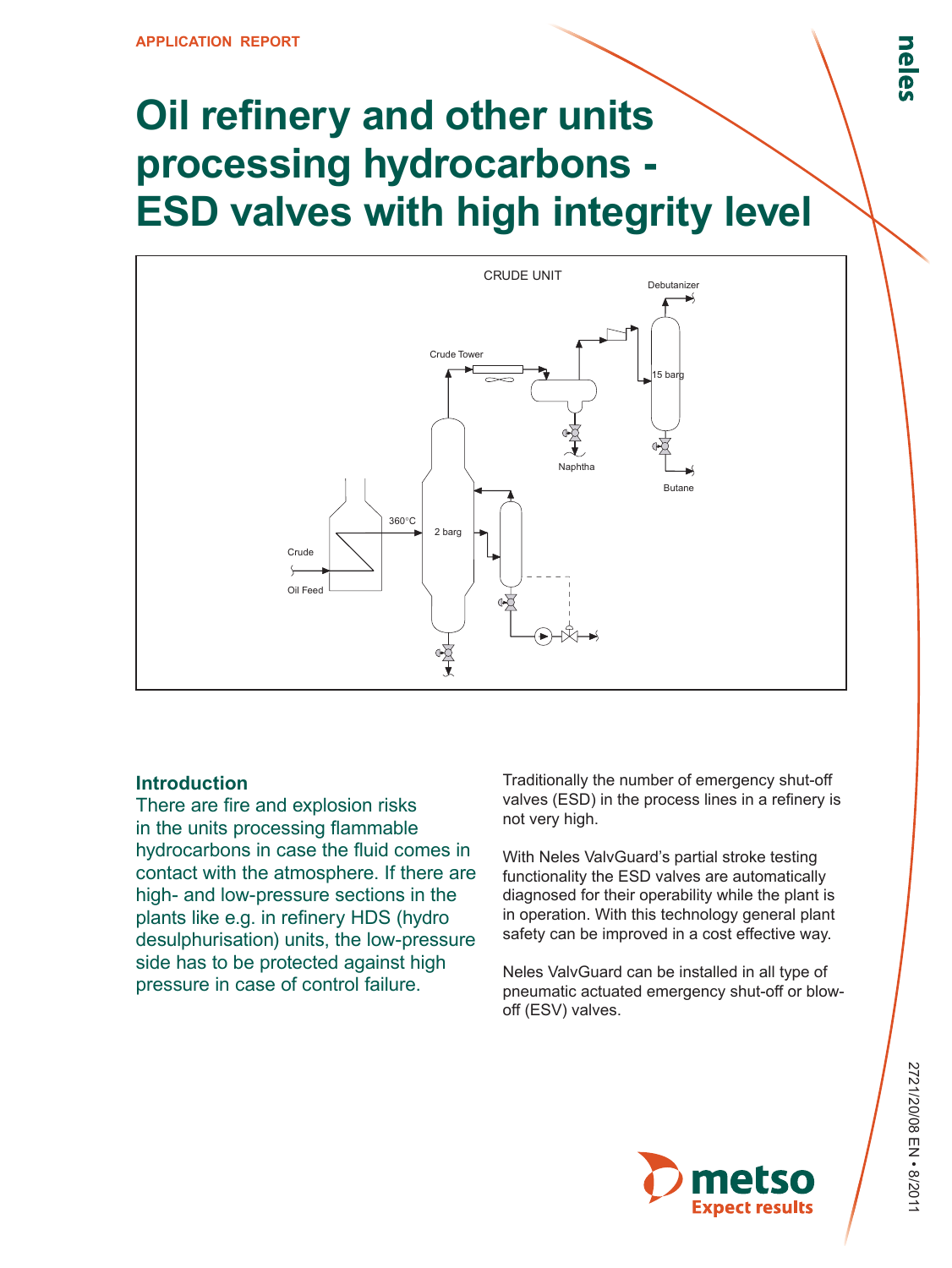APPLICATION REPORT

# Oil refinery and other units processing hydrocarbons - ESD valves with high integrity level

## Introduction

There are fire and explosion risks in the units processing flammable hydrocarbons in case the fluid comes in contact with the atmosphere. If there are high- and low-pressure sections in the plants like e.g. in refinery HDS (hydro desulphurisation) units, the low-pressure side has to be protected against high pressure in case of control failure.

Traditionally the number of emergency shut-off valves (ESD) in the process lines in a refinery is not very high.

With Neles ValvGuard's partial stroke testing functionality the ESD valves are automatically diagnosed for their operability while the plant is in operation. With this technology general plant safety can be improved in a cost effective way.

Neles ValvGuard can be installed in all type of pneumatic actuated emergency shut-off or blow-off (ESV) valves.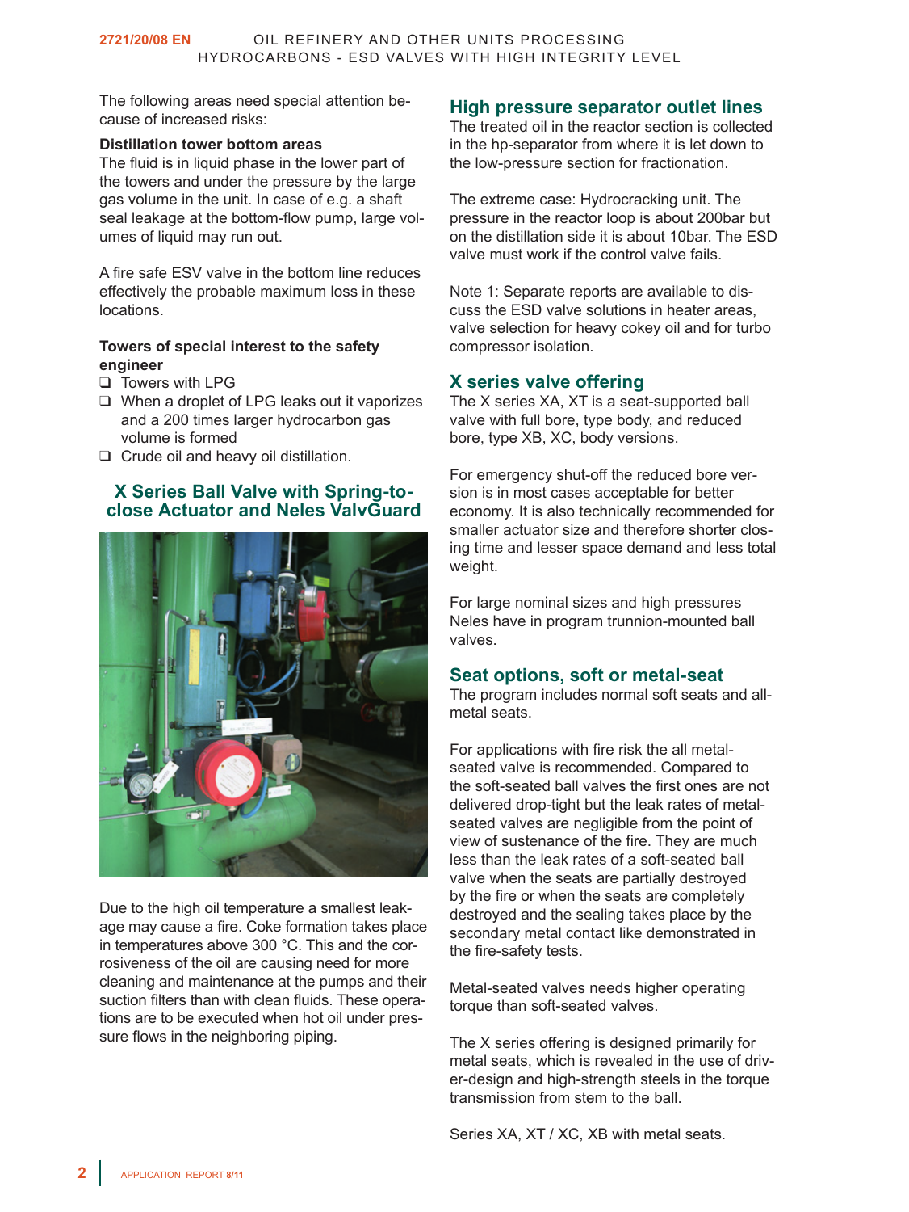The following areas need special attention because of increased risks:

**Distillation tower bottom areas**

The fluid is in liquid phase in the lower part of the towers and under the pressure by the large gas volume in the unit. In case of e.g. a shaft seal leakage at the bottom-flow pump, large volumes of liquid may run out.

A fire safe ESV valve in the bottom line reduces effectively the probable maximum loss in these locations.

**Towers of special interest to the safety engineer**

- Towers with LPG
- When a droplet of LPG leaks out it vaporizes and a 200 times larger hydrocarbon gas volume is formed
- Crude oil and heavy oil distillation.

## X Series Ball Valve with Spring-to-close Actuator and Neles ValvGuard

Due to the high oil temperature a smallest leakage may cause a fire. Coke formation takes place in temperatures above 300 °C. This and the corrosiveness of the oil are causing need for more cleaning and maintenance at the pumps and their suction filters than with clean fluids. These operations are to be executed when hot oil under pressure flows in the neighboring piping.

## High pressure separator outlet lines

The treated oil in the reactor section is collected in the hp-separator from where it is let down to the low-pressure section for fractionation.

The extreme case: Hydrocracking unit. The pressure in the reactor loop is about 200bar but on the distillation side it is about 10bar. The ESD valve must work if the control valve fails.

Note 1: Separate reports are available to discuss the ESD valve solutions in heater areas, valve selection for heavy cokey oil and for turbo compressor isolation.

## X series valve offering

The X series XA, XT is a seat-supported ball valve with full bore, type body, and reduced bore, type XB, XC, body versions.

For emergency shut-off the reduced bore version is in most cases acceptable for better economy. It is also technically recommended for smaller actuator size and therefore shorter closing time and lesser space demand and less total weight.

For large nominal sizes and high pressures Neles have in program trunnion-mounted ball valves.

## Seat options, soft or metal-seat

The program includes normal soft seats and all-metal seats.

For applications with fire risk the all metal-seated valve is recommended. Compared to the soft-seated ball valves the first ones are not delivered drop-tight but the leak rates of metal-seated valves are negligible from the point of view of sustenance of the fire. They are much less than the leak rates of a soft-seated ball valve when the seats are partially destroyed by the fire or when the seats are completely destroyed and the sealing takes place by the secondary metal contact like demonstrated in the fire-safety tests.

Metal-seated valves needs higher operating torque than soft-seated valves.

The X series offering is designed primarily for metal seats, which is revealed in the use of driver-design and high-strength steels in the torque transmission from stem to the ball.

Series XA, XT / XC, XB with metal seats.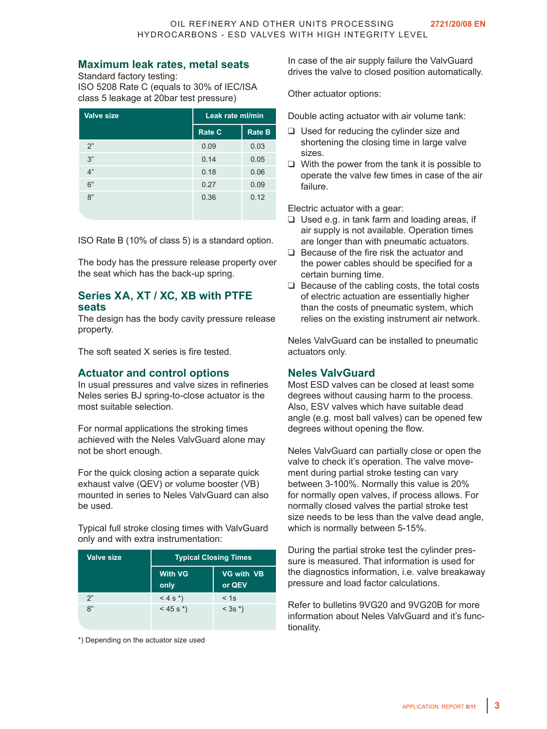## Maximum leak rates, metal seats

Standard factory testing:
ISO 5208 Rate C (equals to 30% of IEC/ISA class 5 leakage at 20bar test pressure)

| Valve size | Leak rate ml/min | |
|---|---|---|
| | Rate C | Rate B |
| 2” | 0.09 | 0.03 |
| 3” | 0.14 | 0.05 |
| 4” | 0.18 | 0.06 |
| 6” | 0.27 | 0.09 |
| 8” | 0.36 | 0.12 |

ISO Rate B (10% of class 5) is a standard option.

The body has the pressure release property over the seat which has the back-up spring.

## Series XA, XT / XC, XB with PTFE seats

The design has the body cavity pressure release property.

The soft seated X series is fire tested.

## Actuator and control options

In usual pressures and valve sizes in refineries Neles series BJ spring-to-close actuator is the most suitable selection.

For normal applications the stroking times achieved with the Neles ValvGuard alone may not be short enough.

For the quick closing action a separate quick exhaust valve (QEV) or volume booster (VB) mounted in series to Neles ValvGuard can also be used.

Typical full stroke closing times with ValvGuard only and with extra instrumentation:

| Valve size | Typical Closing Times | |
|---|---|---|
| | With VG only | VG with VB or QEV |
| 2” | < 4 s *) | < 1s |
| 8” | < 45 s *) | < 3s *) |

*) Depending on the actuator size used

In case of the air supply failure the ValvGuard drives the valve to closed position automatically.

Other actuator options:

Double acting actuator with air volume tank:

- Used for reducing the cylinder size and shortening the closing time in large valve sizes.
- With the power from the tank it is possible to operate the valve few times in case of the air failure.

Electric actuator with a gear:

- Used e.g. in tank farm and loading areas, if air supply is not available. Operation times are longer than with pneumatic actuators.
- Because of the fire risk the actuator and the power cables should be specified for a certain burning time.
- Because of the cabling costs, the total costs of electric actuation are essentially higher than the costs of pneumatic system, which relies on the existing instrument air network.

Neles ValvGuard can be installed to pneumatic actuators only.

## Neles ValvGuard

Most ESD valves can be closed at least some degrees without causing harm to the process. Also, ESV valves which have suitable dead angle (e.g. most ball valves) can be opened few degrees without opening the flow.

Neles ValvGuard can partially close or open the valve to check it’s operation. The valve movement during partial stroke testing can vary between 3-100%. Normally this value is 20% for normally open valves, if process allows. For normally closed valves the partial stroke test size needs to be less than the valve dead angle, which is normally between 5-15%.

During the partial stroke test the cylinder pressure is measured. That information is used for the diagnostics information, i.e. valve breakaway pressure and load factor calculations.

Refer to bulletins 9VG20 and 9VG20B for more information about Neles ValvGuard and it’s functionality.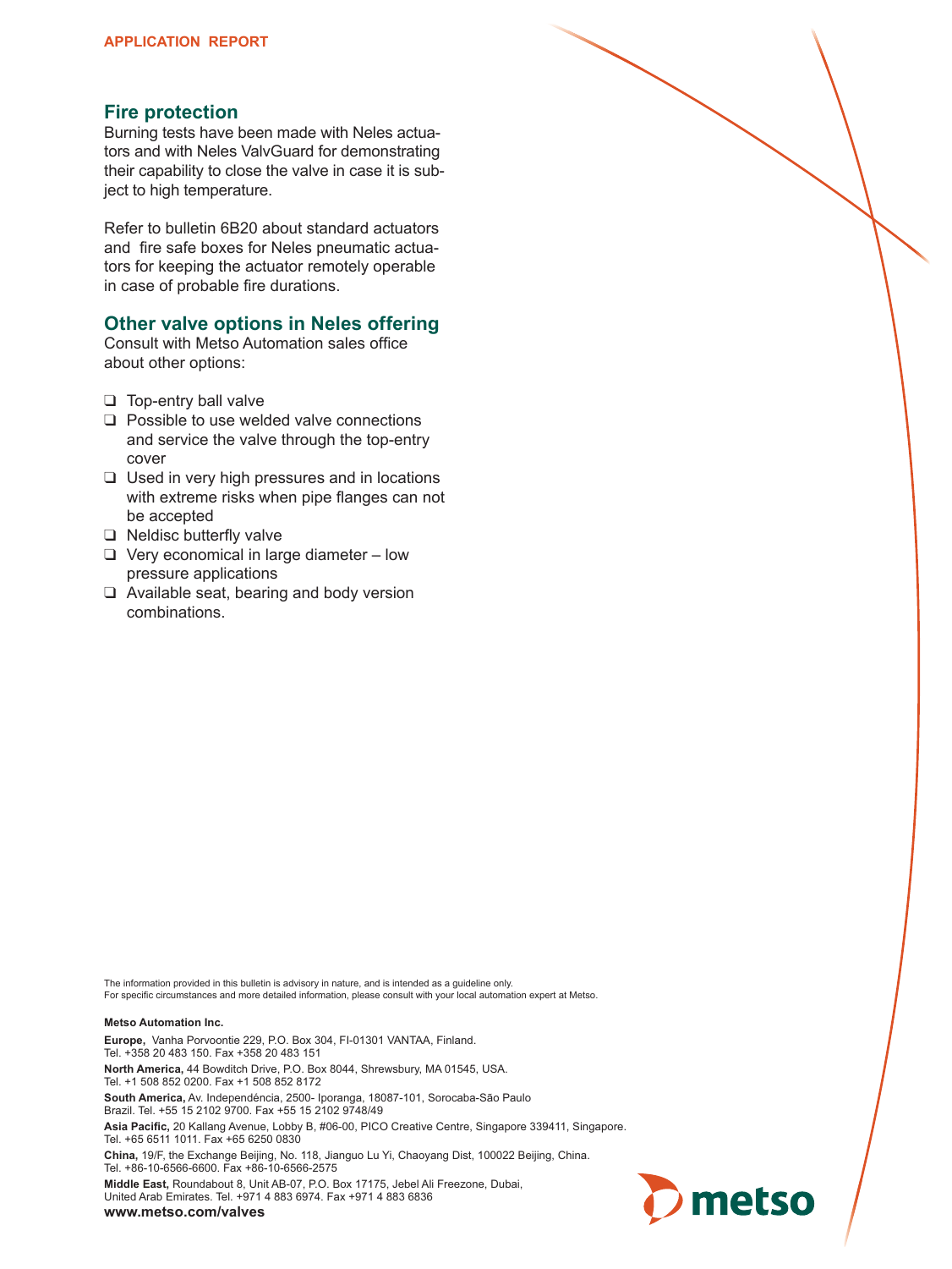## Fire protection

Burning tests have been made with Neles actuators and with Neles ValvGuard for demonstrating their capability to close the valve in case it is subject to high temperature.

Refer to bulletin 6B20 about standard actuators and fire safe boxes for Neles pneumatic actuators for keeping the actuator remotely operable in case of probable fire durations.

## Other valve options in Neles offering

Consult with Metso Automation sales office about other options:

- ❑ Top-entry ball valve
- ❑ Possible to use welded valve connections and service the valve through the top-entry cover
- ❑ Used in very high pressures and in locations with extreme risks when pipe flanges can not be accepted
- ❑ Neldisc butterfly valve
- ❑ Very economical in large diameter – low pressure applications
- ❑ Available seat, bearing and body version combinations.

The information provided in this bulletin is advisory in nature, and is intended as a guideline only.
For specific circumstances and more detailed information, please consult with your local automation expert at Metso.

**Metso Automation Inc.**

**Europe,** Vanha Porvoontie 229, P.O. Box 304, FI-01301 VANTAA, Finland.
Tel. +358 20 483 150. Fax +358 20 483 151

**North America,** 44 Bowditch Drive, P.O. Box 8044, Shrewsbury, MA 01545, USA.
Tel. +1 508 852 0200. Fax +1 508 852 8172

**South America,** Av. Independência, 2500- Iporanga, 18087-101, Sorocaba-São Paulo
Brazil. Tel. +55 15 2102 9700. Fax +55 15 2102 9748/49

**Asia Pacific,** 20 Kallang Avenue, Lobby B, #06-00, PICO Creative Centre, Singapore 339411, Singapore.
Tel. +65 6511 1011. Fax +65 6250 0830

**China,** 19/F, the Exchange Beijing, No. 118, Jianguo Lu Yi, Chaoyang Dist, 100022 Beijing, China.
Tel. +86-10-6566-6600. Fax +86-10-6566-2575

**Middle East,** Roundabout 8, Unit AB-07, P.O. Box 17175, Jebel Ali Freezone, Dubai,
United Arab Emirates. Tel. +971 4 883 6974. Fax +971 4 883 6836

**www.metso.com/valves**

metso